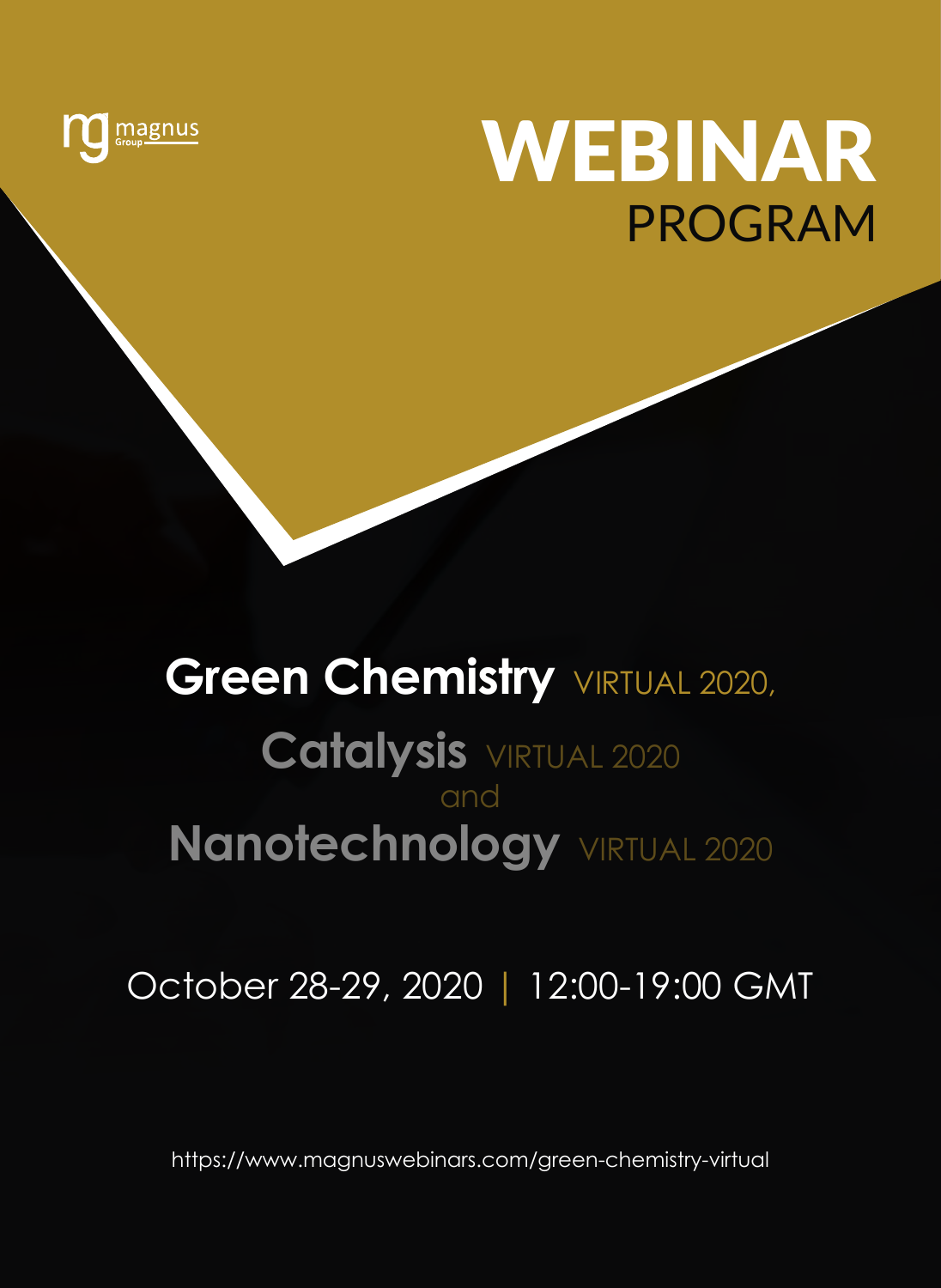magnus Group

# WEBINAR
## PROGRAM

## Green Chemistry VIRTUAL 2020,
## Catalysis VIRTUAL 2020
and
## Nanotechnology VIRTUAL 2020

October 28-29, 2020 | 12:00-19:00 GMT

https://www.magnuswebinars.com/green-chemistry-virtual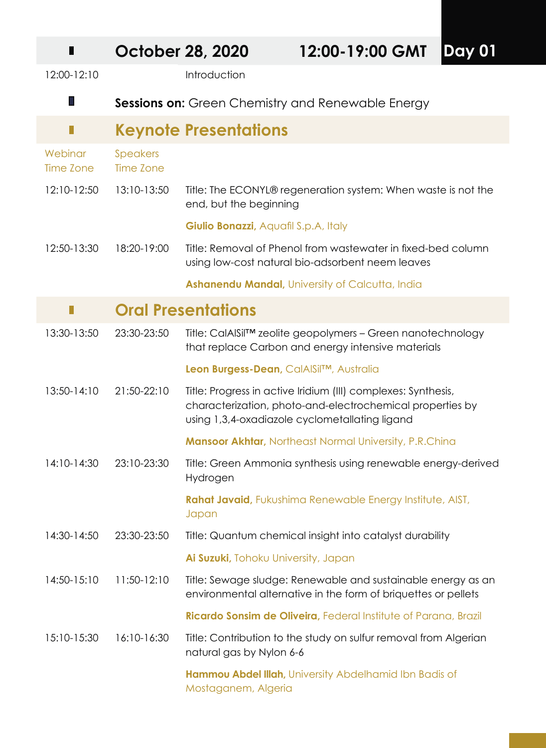## October 28, 2020 — 12:00-19:00 GMT — Day 01

| | | |
|---|---|---|
| 12:00-12:10 | | Introduction |

**Sessions on:** Green Chemistry and Renewable Energy

## Keynote Presentations

| Webinar Time Zone | Speakers Time Zone | |
|---|---|---|
| 12:10-12:50 | 13:10-13:50 | Title: The ECONYL® regeneration system: When waste is not the end, but the beginning<br>**Giulio Bonazzi,** Aquafil S.p.A, Italy |
| 12:50-13:30 | 18:20-19:00 | Title: Removal of Phenol from wastewater in fixed-bed column using low-cost natural bio-adsorbent neem leaves<br>**Ashanendu Mandal,** University of Calcutta, India |

## Oral Presentations

| Webinar Time Zone | Speakers Time Zone | |
|---|---|---|
| 13:30-13:50 | 23:30-23:50 | Title: CalAlSil™ zeolite geopolymers – Green nanotechnology that replace Carbon and energy intensive materials<br>**Leon Burgess-Dean,** CalAlSil™, Australia |
| 13:50-14:10 | 21:50-22:10 | Title: Progress in active Iridium (III) complexes: Synthesis, characterization, photo-and-electrochemical properties by using 1,3,4-oxadiazole cyclometallating ligand<br>**Mansoor Akhtar,** Northeast Normal University, P.R.China |
| 14:10-14:30 | 23:10-23:30 | Title: Green Ammonia synthesis using renewable energy-derived Hydrogen<br>**Rahat Javaid,** Fukushima Renewable Energy Institute, AIST, Japan |
| 14:30-14:50 | 23:30-23:50 | Title: Quantum chemical insight into catalyst durability<br>**Ai Suzuki,** Tohoku University, Japan |
| 14:50-15:10 | 11:50-12:10 | Title: Sewage sludge: Renewable and sustainable energy as an environmental alternative in the form of briquettes or pellets<br>**Ricardo Sonsim de Oliveira,** Federal Institute of Parana, Brazil |
| 15:10-15:30 | 16:10-16:30 | Title: Contribution to the study on sulfur removal from Algerian natural gas by Nylon 6-6<br>**Hammou Abdel Illah,** University Abdelhamid Ibn Badis of Mostaganem, Algeria |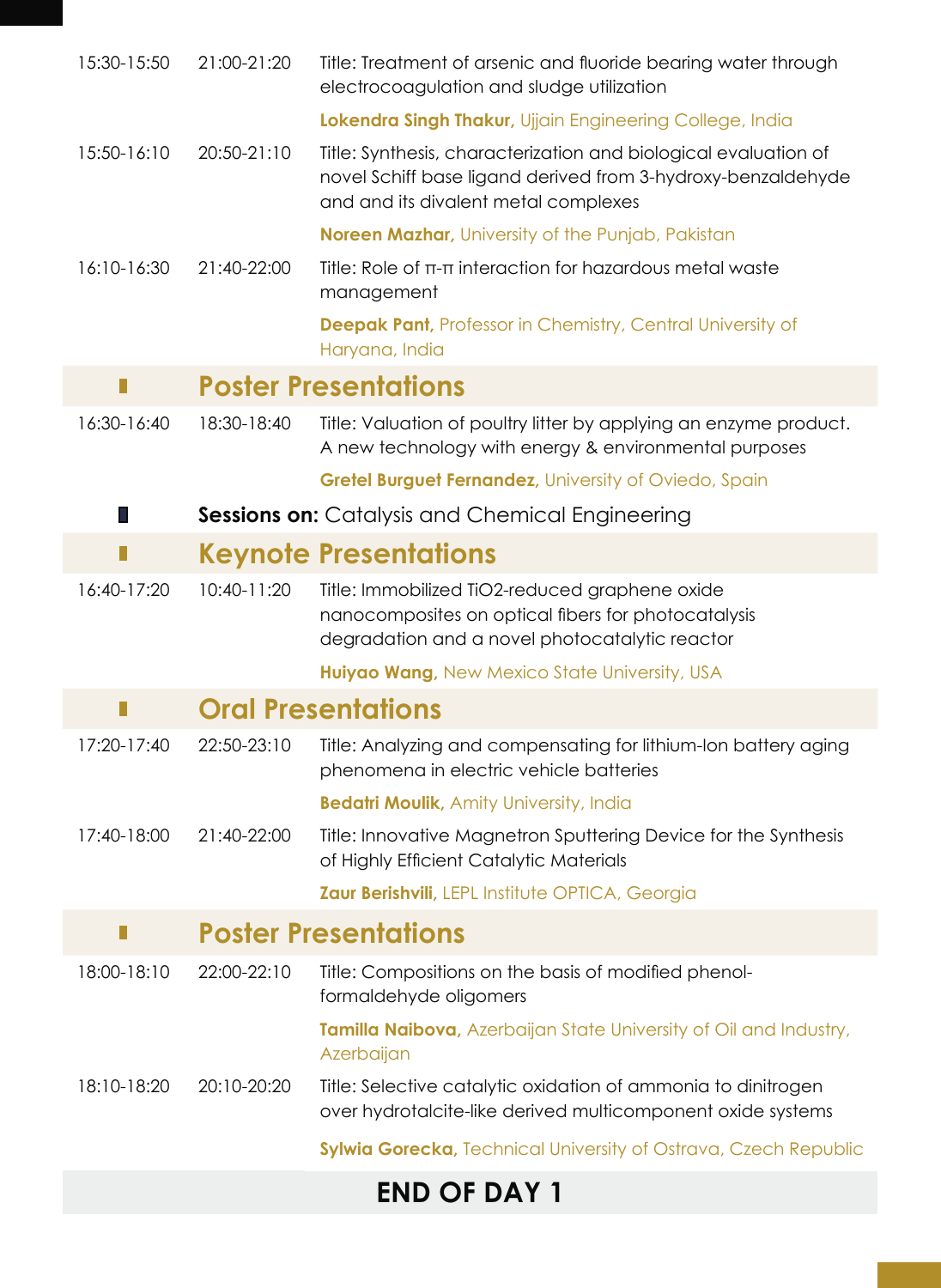| | | |
|---|---|---|
| 15:30-15:50 | 21:00-21:20 | Title: Treatment of arsenic and fluoride bearing water through electrocoagulation and sludge utilization<br>**Lokendra Singh Thakur,** Ujjain Engineering College, India |
| 15:50-16:10 | 20:50-21:10 | Title: Synthesis, characterization and biological evaluation of novel Schiff base ligand derived from 3-hydroxy-benzaldehyde and and its divalent metal complexes<br>**Noreen Mazhar,** University of the Punjab, Pakistan |
| 16:10-16:30 | 21:40-22:00 | Title: Role of π-π interaction for hazardous metal waste management<br>**Deepak Pant,** Professor in Chemistry, Central University of Haryana, India |

## Poster Presentations

| | | |
|---|---|---|
| 16:30-16:40 | 18:30-18:40 | Title: Valuation of poultry litter by applying an enzyme product. A new technology with energy & environmental purposes<br>**Gretel Burguet Fernandez,** University of Oviedo, Spain |

**Sessions on:** Catalysis and Chemical Engineering

## Keynote Presentations

| | | |
|---|---|---|
| 16:40-17:20 | 10:40-11:20 | Title: Immobilized TiO2-reduced graphene oxide nanocomposites on optical fibers for photocatalysis degradation and a novel photocatalytic reactor<br>**Huiyao Wang,** New Mexico State University, USA |

## Oral Presentations

| | | |
|---|---|---|
| 17:20-17:40 | 22:50-23:10 | Title: Analyzing and compensating for lithium-Ion battery aging phenomena in electric vehicle batteries<br>**Bedatri Moulik,** Amity University, India |
| 17:40-18:00 | 21:40-22:00 | Title: Innovative Magnetron Sputtering Device for the Synthesis of Highly Efficient Catalytic Materials<br>**Zaur Berishvili,** LEPL Institute OPTICA, Georgia |

## Poster Presentations

| | | |
|---|---|---|
| 18:00-18:10 | 22:00-22:10 | Title: Compositions on the basis of modified phenol-formaldehyde oligomers<br>**Tamilla Naibova,** Azerbaijan State University of Oil and Industry, Azerbaijan |
| 18:10-18:20 | 20:10-20:20 | Title: Selective catalytic oxidation of ammonia to dinitrogen over hydrotalcite-like derived multicomponent oxide systems<br>**Sylwia Gorecka,** Technical University of Ostrava, Czech Republic |

## END OF DAY 1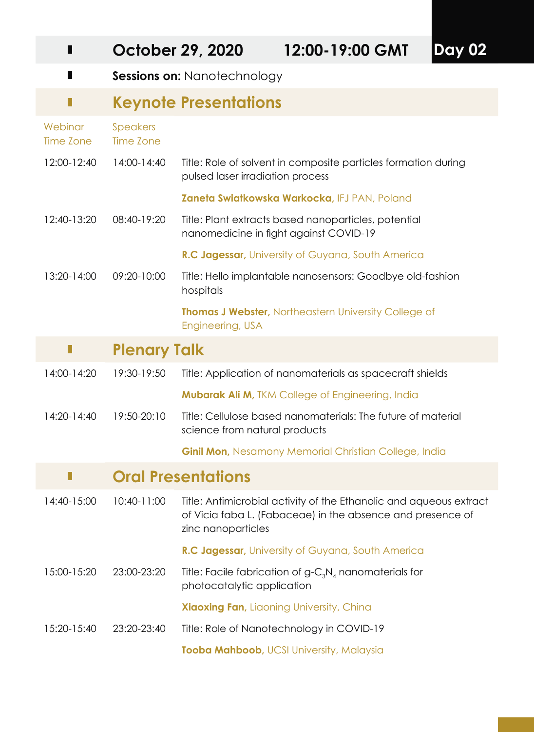## October 29, 2020 12:00-19:00 GMT Day 02

**Sessions on:** Nanotechnology

### Keynote Presentations

| Webinar Time Zone | Speakers Time Zone | |
|---|---|---|
| 12:00-12:40 | 14:00-14:40 | Title: Role of solvent in composite particles formation during pulsed laser irradiation process<br>**Zaneta Swiatkowska Warkocka,** IFJ PAN, Poland |
| 12:40-13:20 | 08:40-19:20 | Title: Plant extracts based nanoparticles, potential nanomedicine in fight against COVID-19<br>**R.C Jagessar,** University of Guyana, South America |
| 13:20-14:00 | 09:20-10:00 | Title: Hello implantable nanosensors: Goodbye old-fashion hospitals<br>**Thomas J Webster,** Northeastern University College of Engineering, USA |

### Plenary Talk

| | | |
|---|---|---|
| 14:00-14:20 | 19:30-19:50 | Title: Application of nanomaterials as spacecraft shields<br>**Mubarak Ali M,** TKM College of Engineering, India |
| 14:20-14:40 | 19:50-20:10 | Title: Cellulose based nanomaterials: The future of material science from natural products<br>**Ginil Mon,** Nesamony Memorial Christian College, India |

### Oral Presentations

| | | |
|---|---|---|
| 14:40-15:00 | 10:40-11:00 | Title: Antimicrobial activity of the Ethanolic and aqueous extract of Vicia faba L. (Fabaceae) in the absence and presence of zinc nanoparticles<br>**R.C Jagessar,** University of Guyana, South America |
| 15:00-15:20 | 23:00-23:20 | Title: Facile fabrication of $g\text{-}C_3N_4$ nanomaterials for photocatalytic application<br>**Xiaoxing Fan,** Liaoning University, China |
| 15:20-15:40 | 23:20-23:40 | Title: Role of Nanotechnology in COVID-19<br>**Tooba Mahboob,** UCSI University, Malaysia |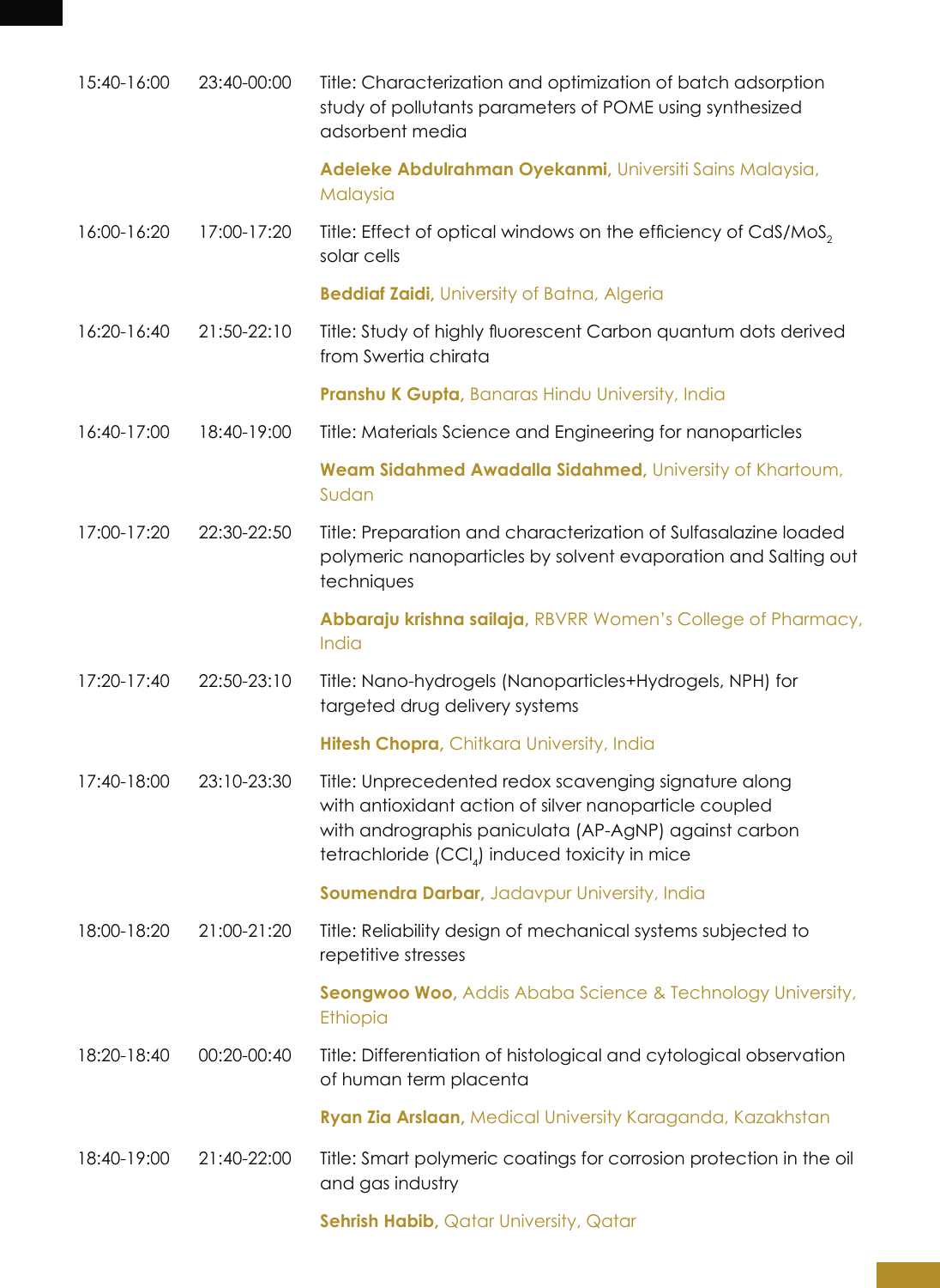| | | |
|---|---|---|
| 15:40-16:00 | 23:40-00:00 | Title: Characterization and optimization of batch adsorption study of pollutants parameters of POME using synthesized adsorbent media |
| | | **Adeleke Abdulrahman Oyekanmi,** Universiti Sains Malaysia, Malaysia |
| 16:00-16:20 | 17:00-17:20 | Title: Effect of optical windows on the efficiency of CdS/$MoS_2$ solar cells |
| | | **Beddiaf Zaidi,** University of Batna, Algeria |
| 16:20-16:40 | 21:50-22:10 | Title: Study of highly fluorescent Carbon quantum dots derived from Swertia chirata |
| | | **Pranshu K Gupta,** Banaras Hindu University, India |
| 16:40-17:00 | 18:40-19:00 | Title: Materials Science and Engineering for nanoparticles |
| | | **Weam Sidahmed Awadalla Sidahmed,** University of Khartoum, Sudan |
| 17:00-17:20 | 22:30-22:50 | Title: Preparation and characterization of Sulfasalazine loaded polymeric nanoparticles by solvent evaporation and Salting out techniques |
| | | **Abbaraju krishna sailaja,** RBVRR Women's College of Pharmacy, India |
| 17:20-17:40 | 22:50-23:10 | Title: Nano-hydrogels (Nanoparticles+Hydrogels, NPH) for targeted drug delivery systems |
| | | **Hitesh Chopra,** Chitkara University, India |
| 17:40-18:00 | 23:10-23:30 | Title: Unprecedented redox scavenging signature along with antioxidant action of silver nanoparticle coupled with andrographis paniculata (AP-AgNP) against carbon tetrachloride ($CCl_4$) induced toxicity in mice |
| | | **Soumendra Darbar,** Jadavpur University, India |
| 18:00-18:20 | 21:00-21:20 | Title: Reliability design of mechanical systems subjected to repetitive stresses |
| | | **Seongwoo Woo,** Addis Ababa Science & Technology University, Ethiopia |
| 18:20-18:40 | 00:20-00:40 | Title: Differentiation of histological and cytological observation of human term placenta |
| | | **Ryan Zia Arslaan,** Medical University Karaganda, Kazakhstan |
| 18:40-19:00 | 21:40-22:00 | Title: Smart polymeric coatings for corrosion protection in the oil and gas industry |
| | | **Sehrish Habib,** Qatar University, Qatar |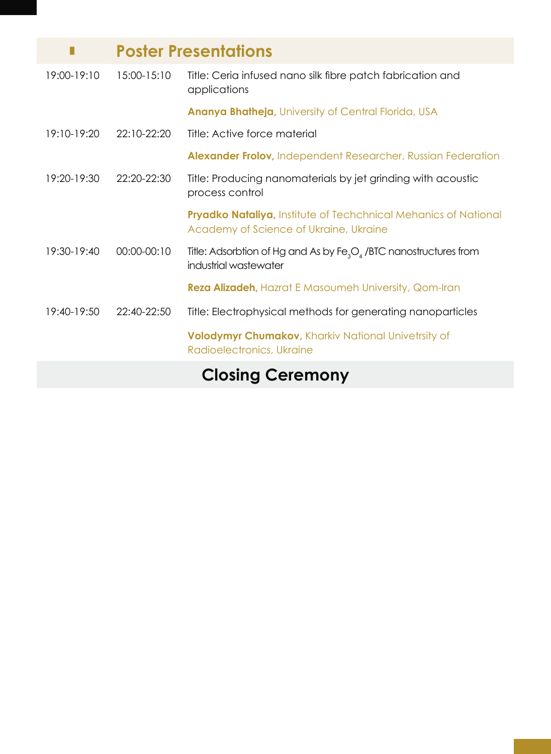## Poster Presentations

| | | |
|---|---|---|
| 19:00-19:10 | 15:00-15:10 | Title: Ceria infused nano silk fibre patch fabrication and applications |
| | | **Ananya Bhatheja,** University of Central Florida, USA |
| 19:10-19:20 | 22:10-22:20 | Title: Active force material |
| | | **Alexander Frolov,** Independent Researcher, Russian Federation |
| 19:20-19:30 | 22:20-22:30 | Title: Producing nanomaterials by jet grinding with acoustic process control |
| | | **Pryadko Nataliya,** Institute of Techchnical Mehanics of National Academy of Science of Ukraine, Ukraine |
| 19:30-19:40 | 00:00-00:10 | Title: Adsorbtion of Hg and As by $Fe_3O_4$ /BTC nanostructures from industrial wastewater |
| | | **Reza Alizadeh,** Hazrat E Masoumeh University, Qom-Iran |
| 19:40-19:50 | 22:40-22:50 | Title: Electrophysical methods for generating nanoparticles |
| | | **Volodymyr Chumakov,** Kharkiv National Univetrsity of Radioelectronics, Ukraine |

## Closing Ceremony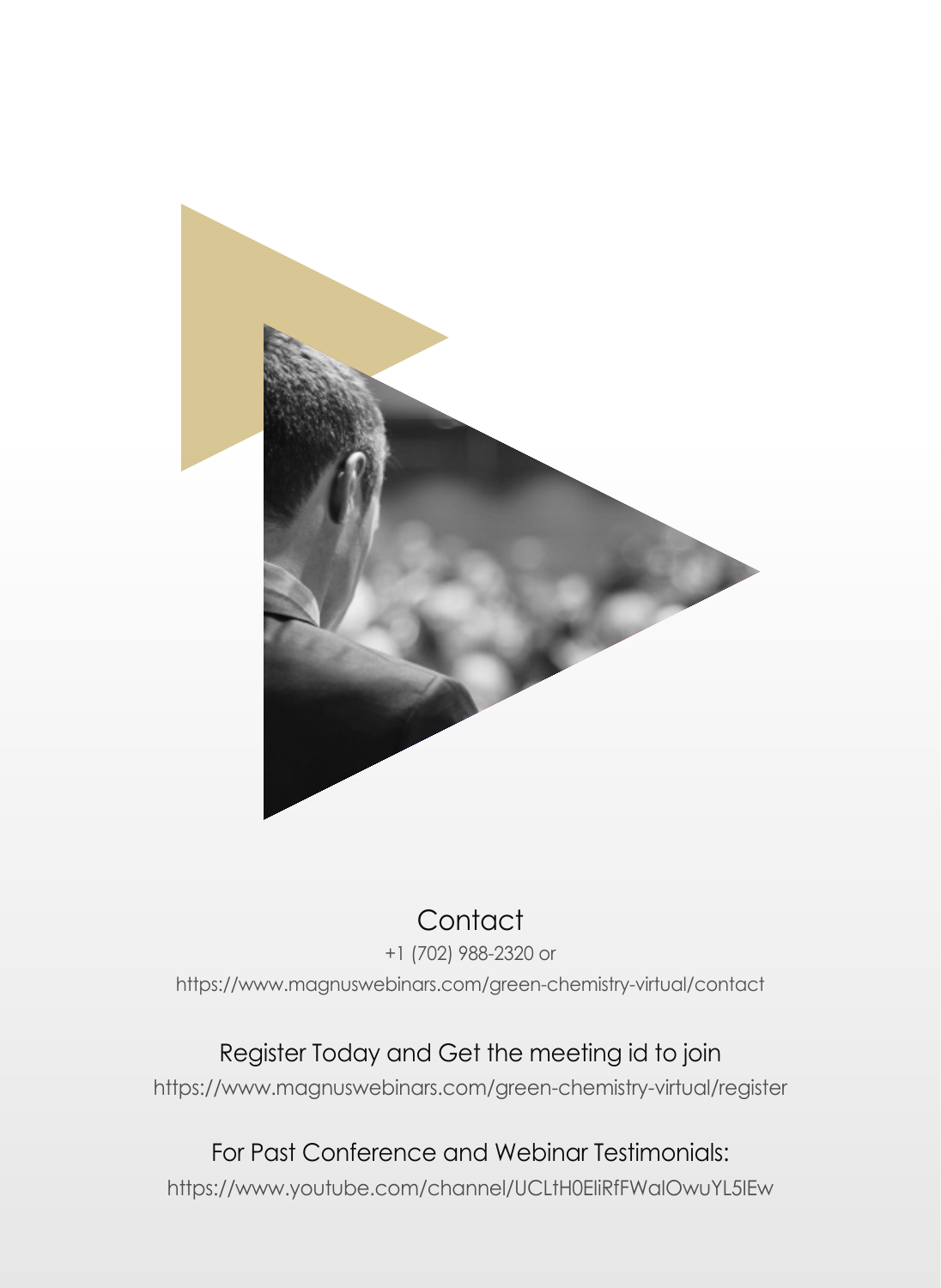## Contact

+1 (702) 988-2320 or

https://www.magnuswebinars.com/green-chemistry-virtual/contact

## Register Today and Get the meeting id to join

https://www.magnuswebinars.com/green-chemistry-virtual/register

## For Past Conference and Webinar Testimonials:

https://www.youtube.com/channel/UCLtH0EIiRfFWaIOwuYL5IEw